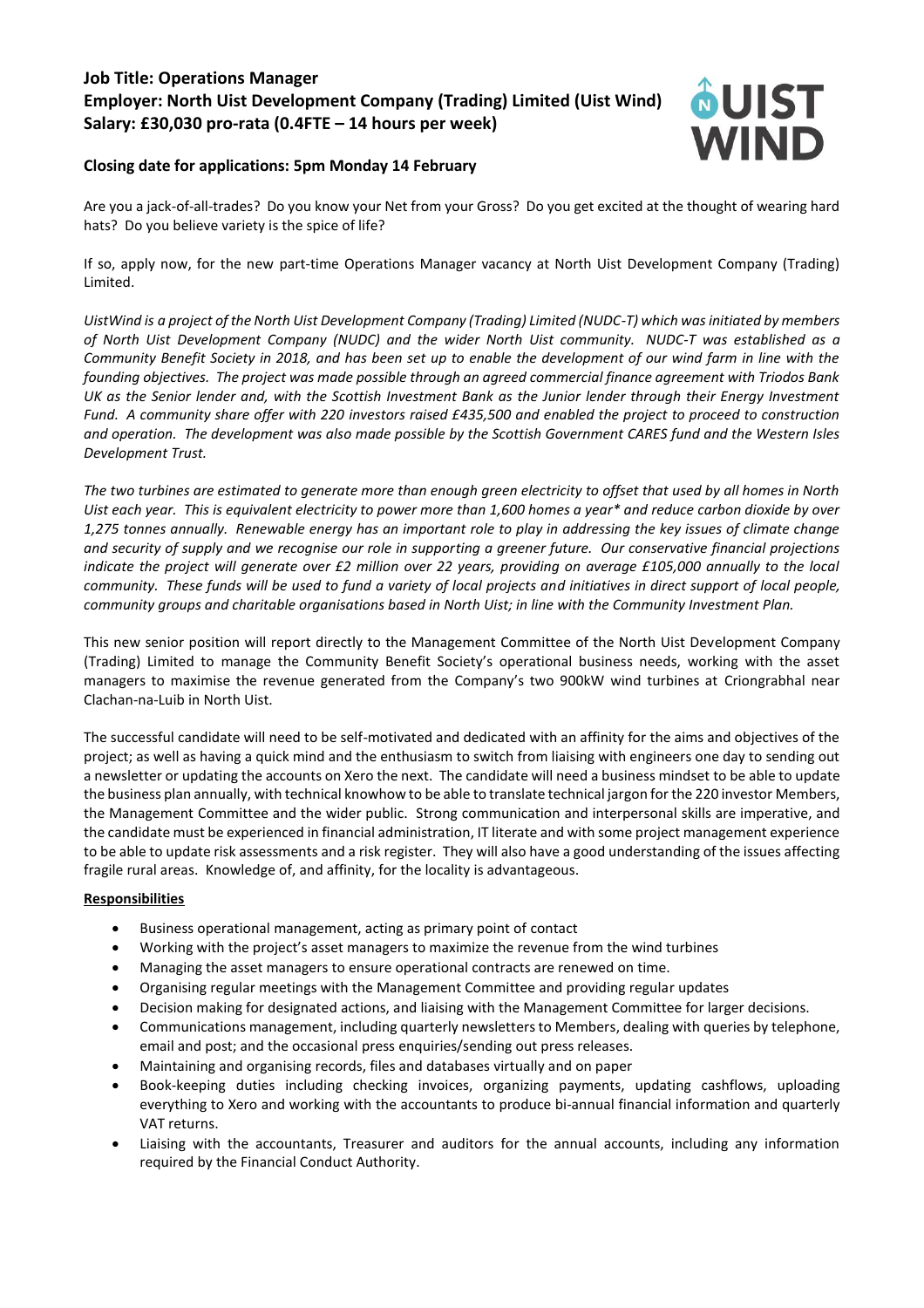**Job Title: Operations Manager**
**Employer: North Uist Development Company (Trading) Limited (Uist Wind)**
**Salary: £30,030 pro-rata (0.4FTE – 14 hours per week)**

**Closing date for applications: 5pm Monday 14 February**

Are you a jack-of-all-trades? Do you know your Net from your Gross? Do you get excited at the thought of wearing hard hats? Do you believe variety is the spice of life?

If so, apply now, for the new part-time Operations Manager vacancy at North Uist Development Company (Trading) Limited.

*UistWind is a project of the North Uist Development Company (Trading) Limited (NUDC-T) which was initiated by members of North Uist Development Company (NUDC) and the wider North Uist community. NUDC-T was established as a Community Benefit Society in 2018, and has been set up to enable the development of our wind farm in line with the founding objectives. The project was made possible through an agreed commercial finance agreement with Triodos Bank UK as the Senior lender and, with the Scottish Investment Bank as the Junior lender through their Energy Investment Fund. A community share offer with 220 investors raised £435,500 and enabled the project to proceed to construction and operation. The development was also made possible by the Scottish Government CARES fund and the Western Isles Development Trust.*

*The two turbines are estimated to generate more than enough green electricity to offset that used by all homes in North Uist each year. This is equivalent electricity to power more than 1,600 homes a year* and reduce carbon dioxide by over 1,275 tonnes annually. Renewable energy has an important role to play in addressing the key issues of climate change and security of supply and we recognise our role in supporting a greener future. Our conservative financial projections indicate the project will generate over £2 million over 22 years, providing on average £105,000 annually to the local community. These funds will be used to fund a variety of local projects and initiatives in direct support of local people, community groups and charitable organisations based in North Uist; in line with the Community Investment Plan.*

This new senior position will report directly to the Management Committee of the North Uist Development Company (Trading) Limited to manage the Community Benefit Society's operational business needs, working with the asset managers to maximise the revenue generated from the Company's two 900kW wind turbines at Criongrabhal near Clachan-na-Luib in North Uist.

The successful candidate will need to be self-motivated and dedicated with an affinity for the aims and objectives of the project; as well as having a quick mind and the enthusiasm to switch from liaising with engineers one day to sending out a newsletter or updating the accounts on Xero the next. The candidate will need a business mindset to be able to update the business plan annually, with technical knowhow to be able to translate technical jargon for the 220 investor Members, the Management Committee and the wider public. Strong communication and interpersonal skills are imperative, and the candidate must be experienced in financial administration, IT literate and with some project management experience to be able to update risk assessments and a risk register. They will also have a good understanding of the issues affecting fragile rural areas. Knowledge of, and affinity, for the locality is advantageous.

**Responsibilities**

- Business operational management, acting as primary point of contact
- Working with the project's asset managers to maximize the revenue from the wind turbines
- Managing the asset managers to ensure operational contracts are renewed on time.
- Organising regular meetings with the Management Committee and providing regular updates
- Decision making for designated actions, and liaising with the Management Committee for larger decisions.
- Communications management, including quarterly newsletters to Members, dealing with queries by telephone, email and post; and the occasional press enquiries/sending out press releases.
- Maintaining and organising records, files and databases virtually and on paper
- Book-keeping duties including checking invoices, organizing payments, updating cashflows, uploading everything to Xero and working with the accountants to produce bi-annual financial information and quarterly VAT returns.
- Liaising with the accountants, Treasurer and auditors for the annual accounts, including any information required by the Financial Conduct Authority.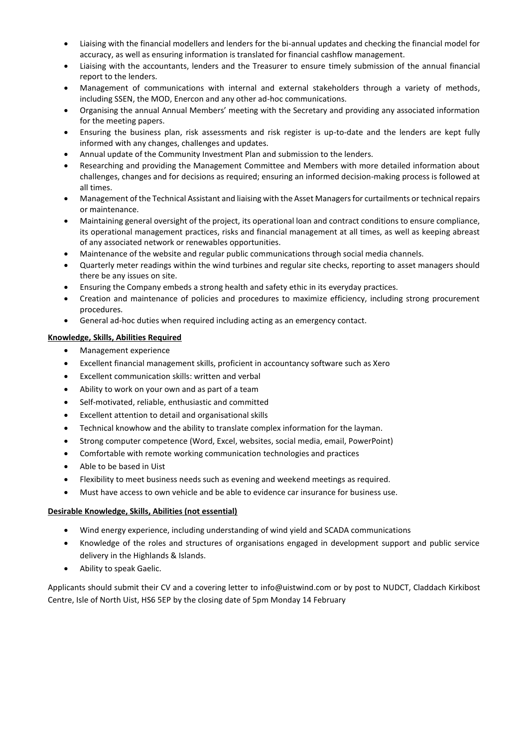- Liaising with the financial modellers and lenders for the bi-annual updates and checking the financial model for accuracy, as well as ensuring information is translated for financial cashflow management.
- Liaising with the accountants, lenders and the Treasurer to ensure timely submission of the annual financial report to the lenders.
- Management of communications with internal and external stakeholders through a variety of methods, including SSEN, the MOD, Enercon and any other ad-hoc communications.
- Organising the annual Annual Members' meeting with the Secretary and providing any associated information for the meeting papers.
- Ensuring the business plan, risk assessments and risk register is up-to-date and the lenders are kept fully informed with any changes, challenges and updates.
- Annual update of the Community Investment Plan and submission to the lenders.
- Researching and providing the Management Committee and Members with more detailed information about challenges, changes and for decisions as required; ensuring an informed decision-making process is followed at all times.
- Management of the Technical Assistant and liaising with the Asset Managers for curtailments or technical repairs or maintenance.
- Maintaining general oversight of the project, its operational loan and contract conditions to ensure compliance, its operational management practices, risks and financial management at all times, as well as keeping abreast of any associated network or renewables opportunities.
- Maintenance of the website and regular public communications through social media channels.
- Quarterly meter readings within the wind turbines and regular site checks, reporting to asset managers should there be any issues on site.
- Ensuring the Company embeds a strong health and safety ethic in its everyday practices.
- Creation and maintenance of policies and procedures to maximize efficiency, including strong procurement procedures.
- General ad-hoc duties when required including acting as an emergency contact.

**Knowledge, Skills, Abilities Required**

- Management experience
- Excellent financial management skills, proficient in accountancy software such as Xero
- Excellent communication skills: written and verbal
- Ability to work on your own and as part of a team
- Self-motivated, reliable, enthusiastic and committed
- Excellent attention to detail and organisational skills
- Technical knowhow and the ability to translate complex information for the layman.
- Strong computer competence (Word, Excel, websites, social media, email, PowerPoint)
- Comfortable with remote working communication technologies and practices
- Able to be based in Uist
- Flexibility to meet business needs such as evening and weekend meetings as required.
- Must have access to own vehicle and be able to evidence car insurance for business use.

**Desirable Knowledge, Skills, Abilities (not essential)**

- Wind energy experience, including understanding of wind yield and SCADA communications
- Knowledge of the roles and structures of organisations engaged in development support and public service delivery in the Highlands & Islands.
- Ability to speak Gaelic.

Applicants should submit their CV and a covering letter to info@uistwind.com or by post to NUDCT, Claddach Kirkibost Centre, Isle of North Uist, HS6 5EP by the closing date of 5pm Monday 14 February